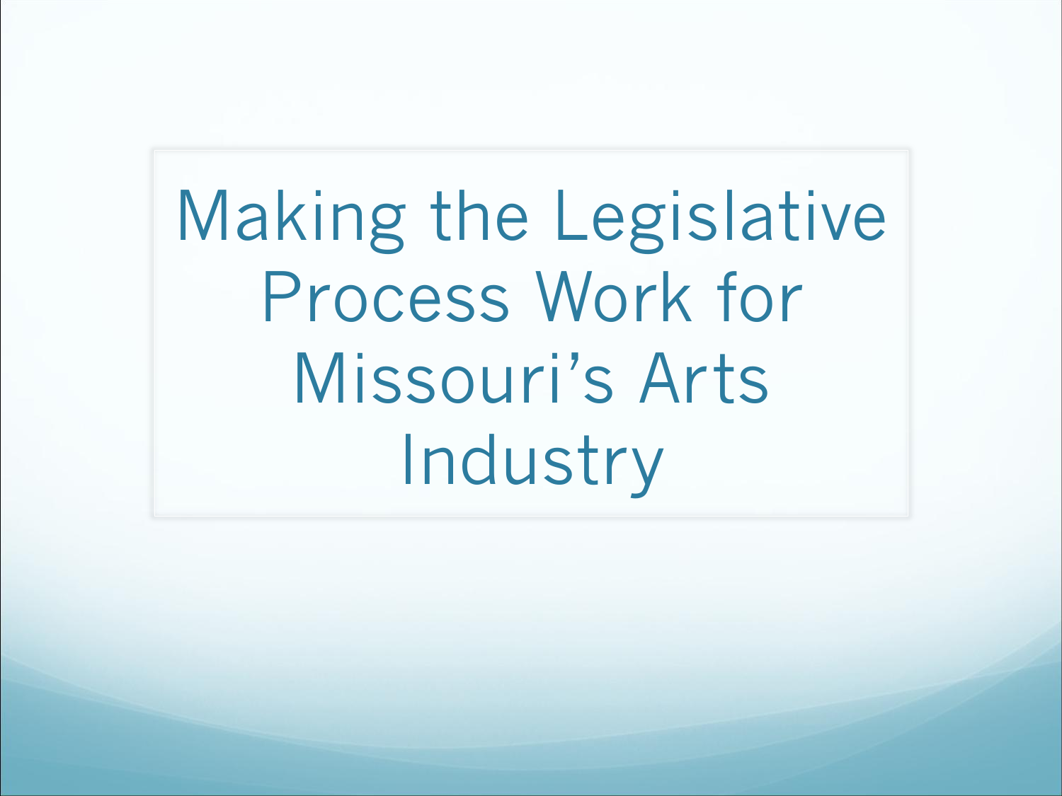# Making the Legislative Process Work for Missouri's Arts Industry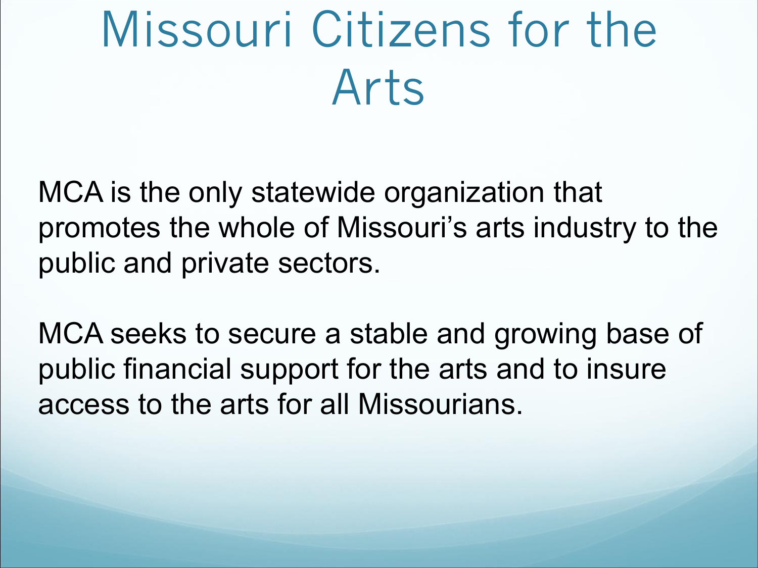# Missouri Citizens for the Arts

MCA is the only statewide organization that promotes the whole of Missouri's arts industry to the public and private sectors.

MCA seeks to secure a stable and growing base of public financial support for the arts and to insure access to the arts for all Missourians.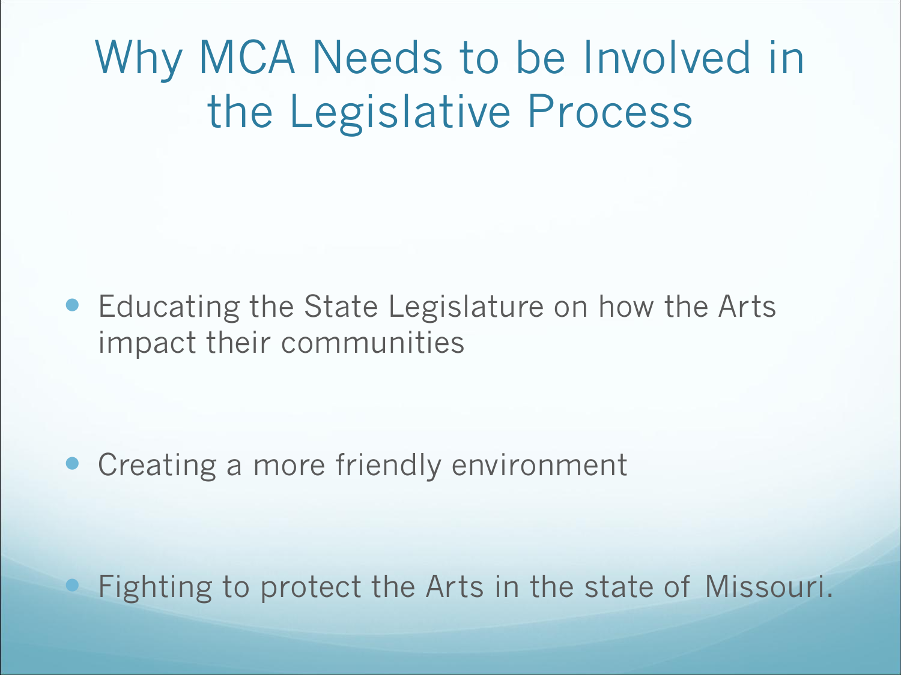# Why MCA Needs to be Involved in the Legislative Process

- Educating the State Legislature on how the Arts impact their communities
- Creating a more friendly environment
- Fighting to protect the Arts in the state of Missouri.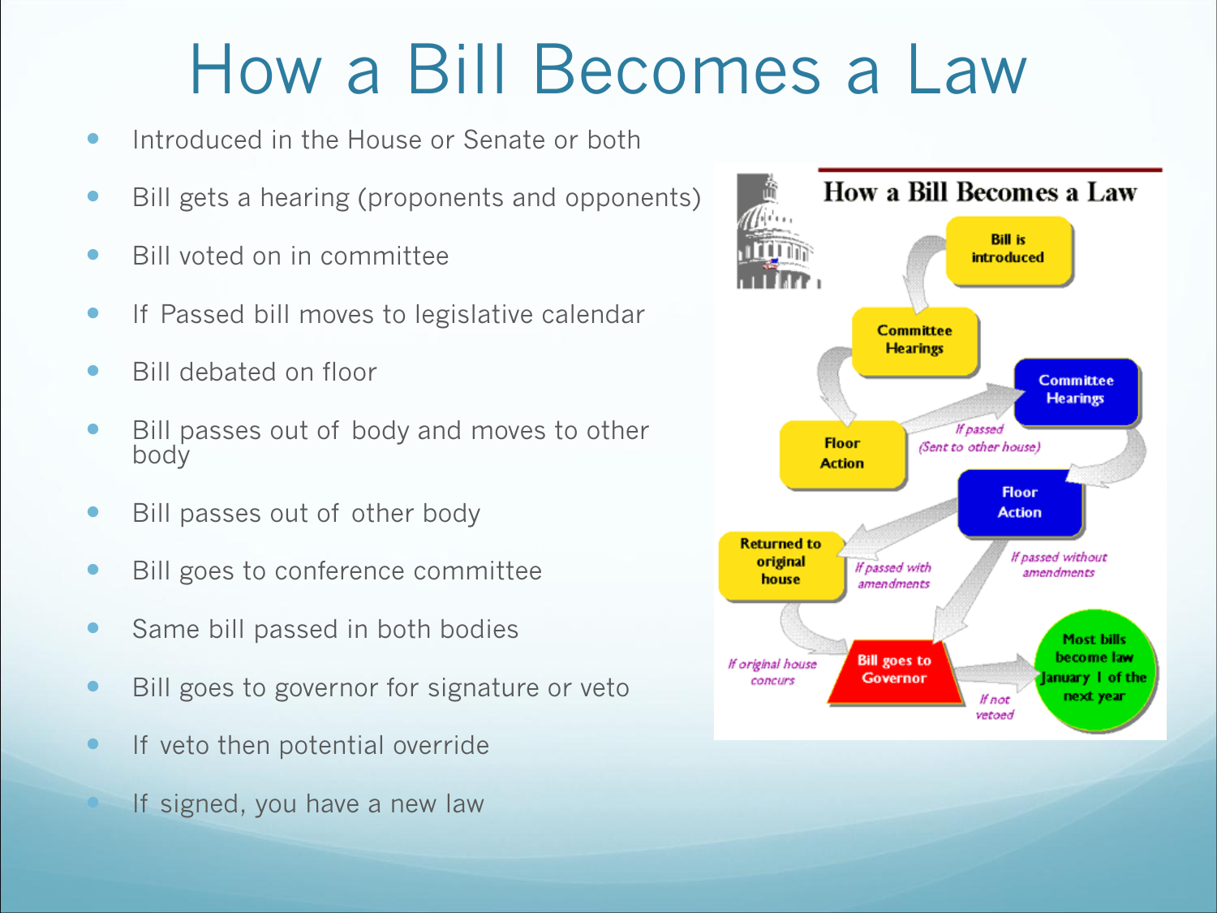# How a Bill Becomes a Law

- Introduced in the House or Senate or both
- Bill gets a hearing (proponents and opponents)
- Bill voted on in committee
- If Passed bill moves to legislative calendar
- Bill debated on floor
- Bill passes out of body and moves to other body
- Bill passes out of other body
- Bill goes to conference committee
- Same bill passed in both bodies
- Bill goes to governor for signature or veto
- If veto then potential override
- If signed, you have a new law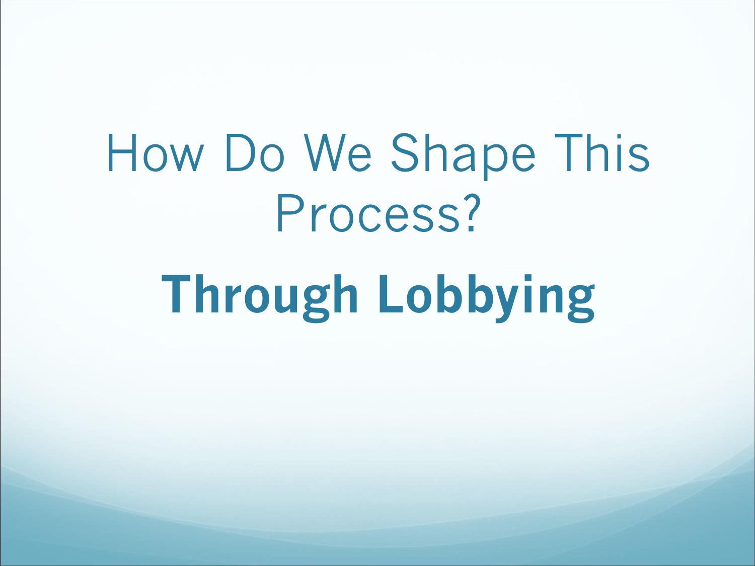# How Do We Shape This Process?

## **Through Lobbying**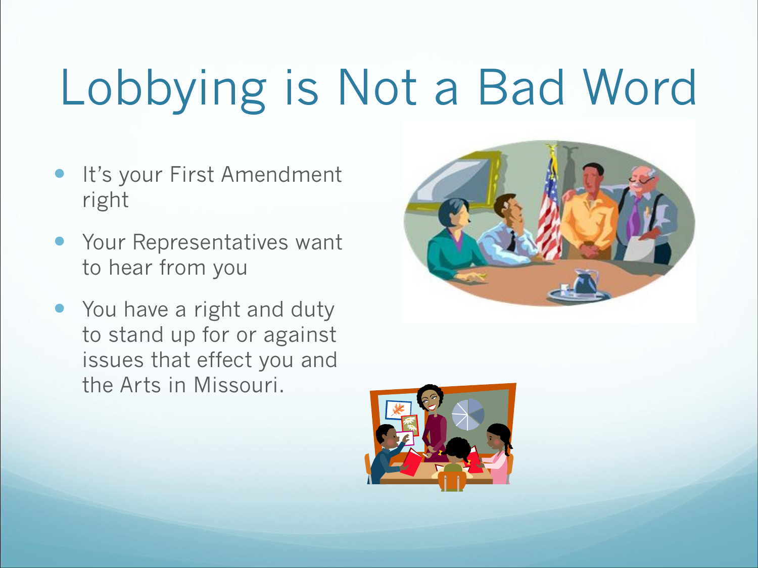# Lobbying is Not a Bad Word

- It's your First Amendment right
- Your Representatives want to hear from you
- You have a right and duty to stand up for or against issues that effect you and the Arts in Missouri.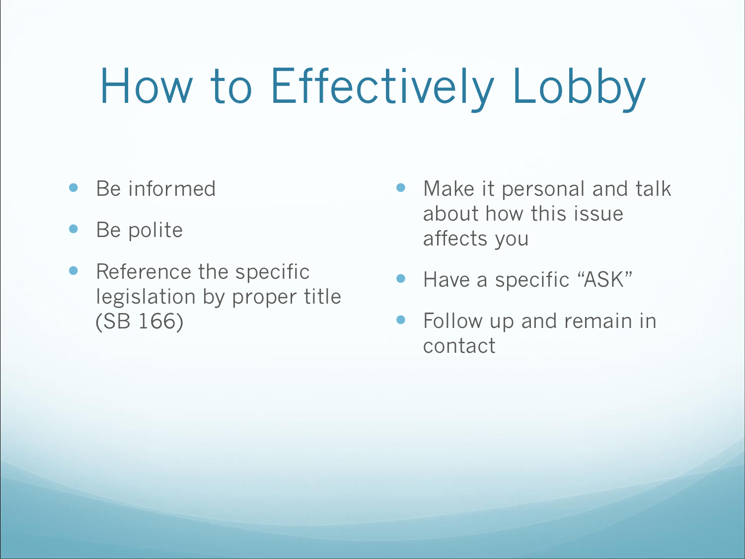# How to Effectively Lobby

- Be informed
- Be polite
- Reference the specific legislation by proper title (SB 166)
- Make it personal and talk about how this issue affects you
- Have a specific "ASK"
- Follow up and remain in contact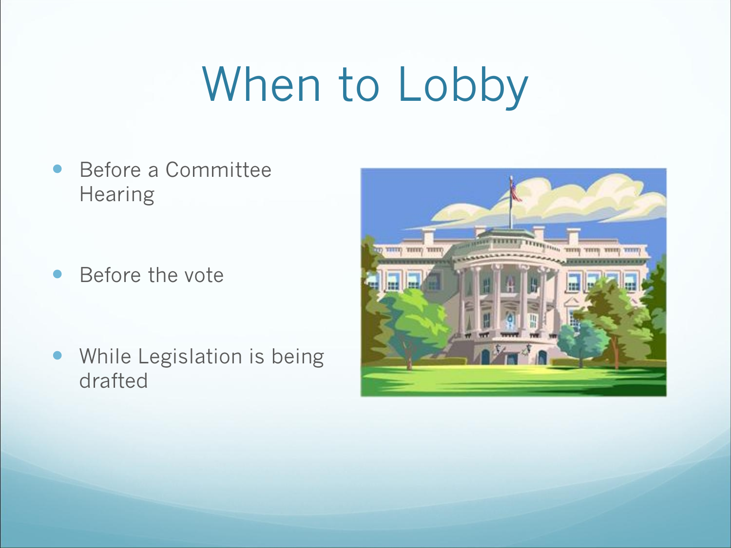# When to Lobby

- Before a Committee Hearing
- Before the vote
- While Legislation is being drafted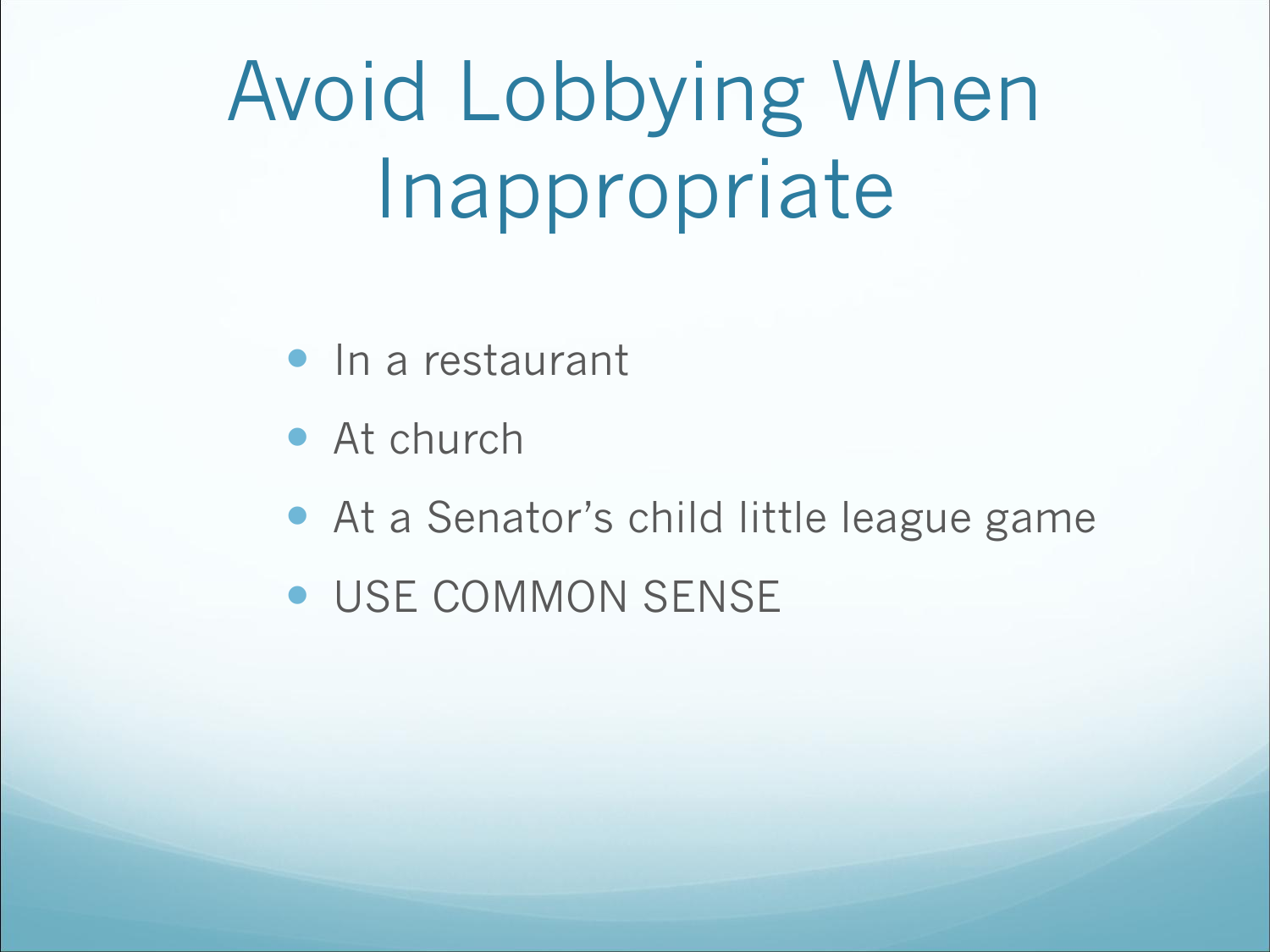# Avoid Lobbying When Inappropriate

- In a restaurant
- At church
- At a Senator's child little league game
- USE COMMON SENSE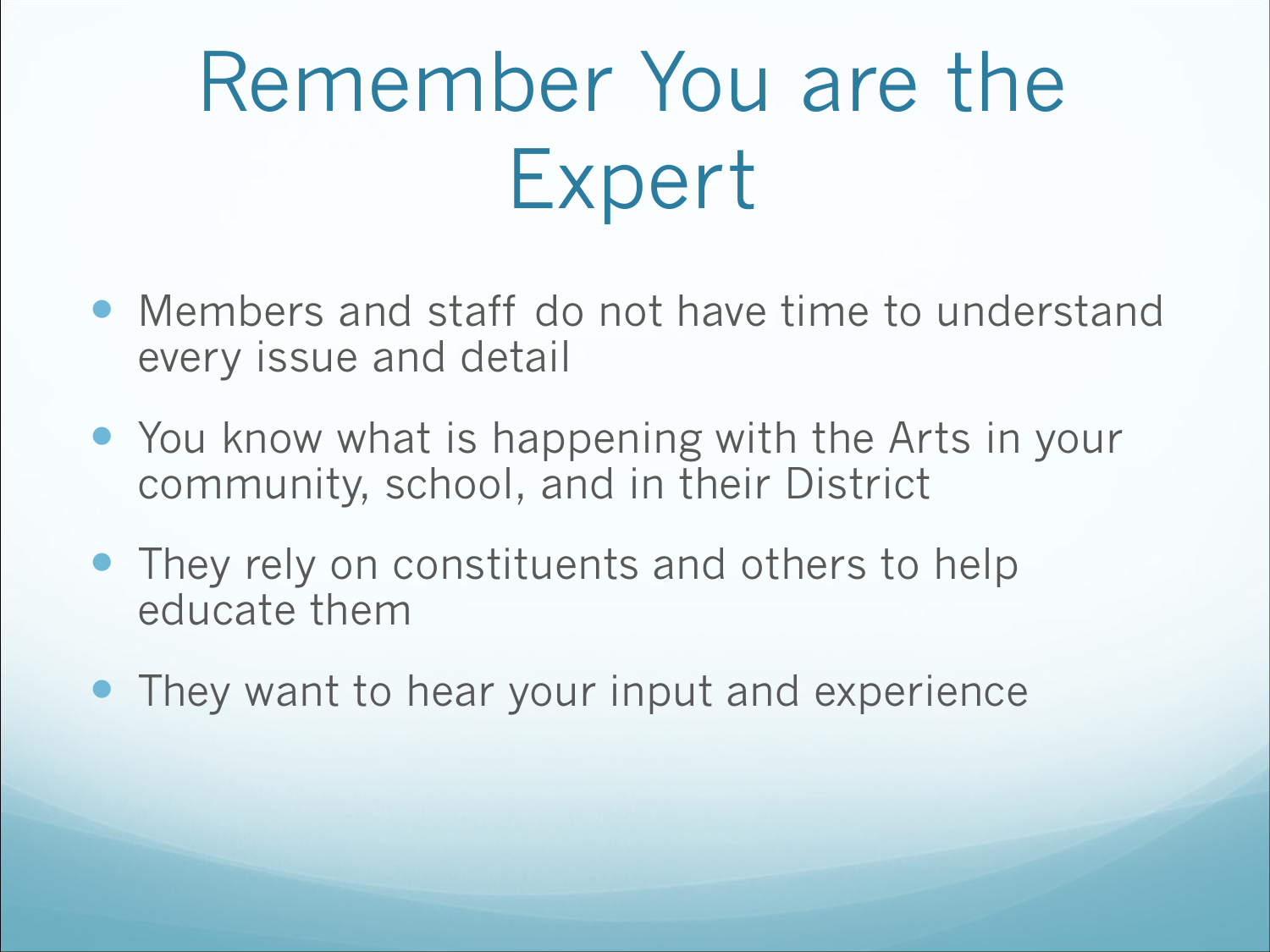# Remember You are the Expert

- Members and staff do not have time to understand every issue and detail
- You know what is happening with the Arts in your community, school, and in their District
- They rely on constituents and others to help educate them
- They want to hear your input and experience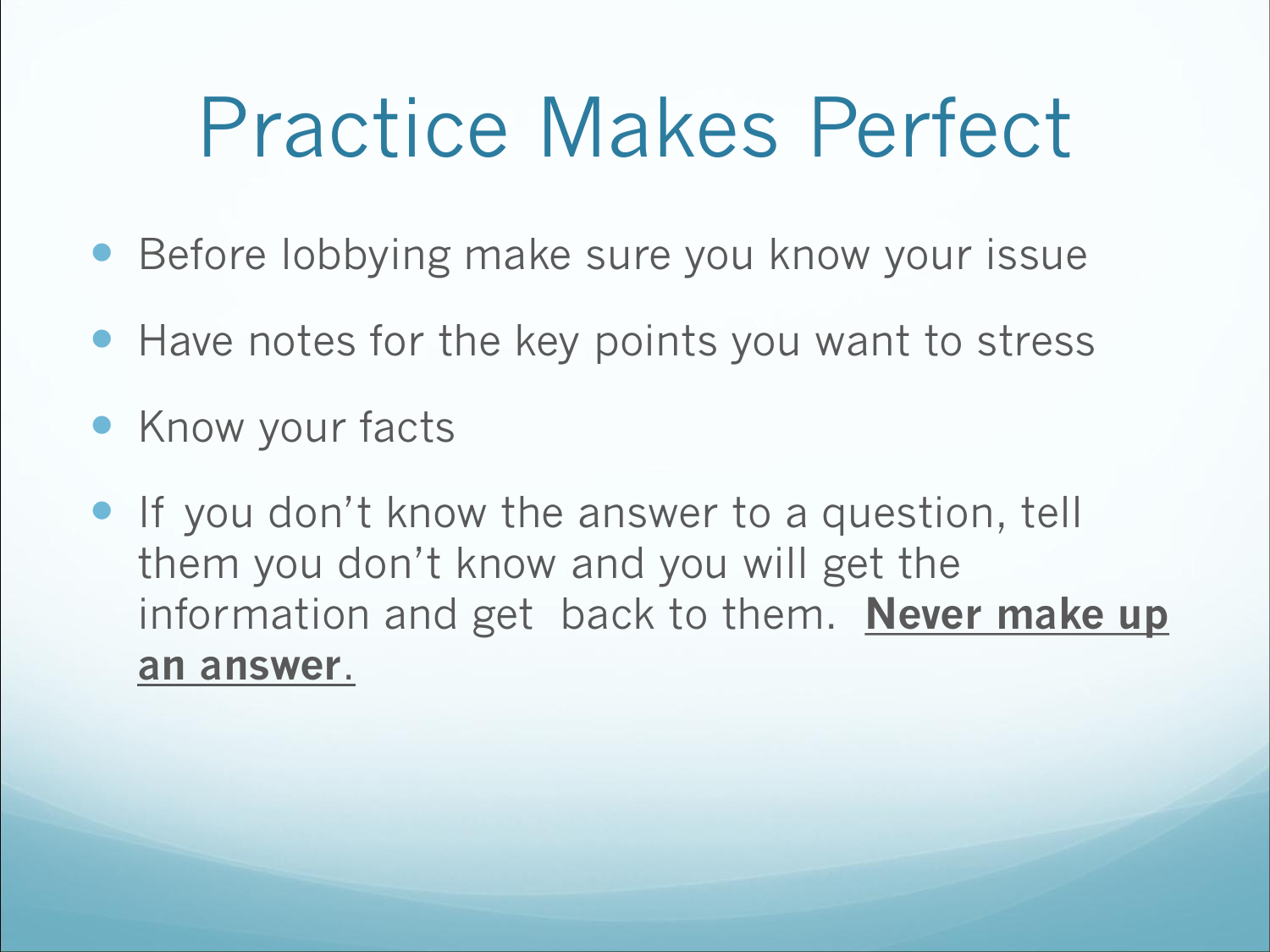# Practice Makes Perfect

- Before lobbying make sure you know your issue
- Have notes for the key points you want to stress
- Know your facts
- If you don't know the answer to a question, tell them you don't know and you will get the information and get back to them. <u>**Never make up an answer**</u>.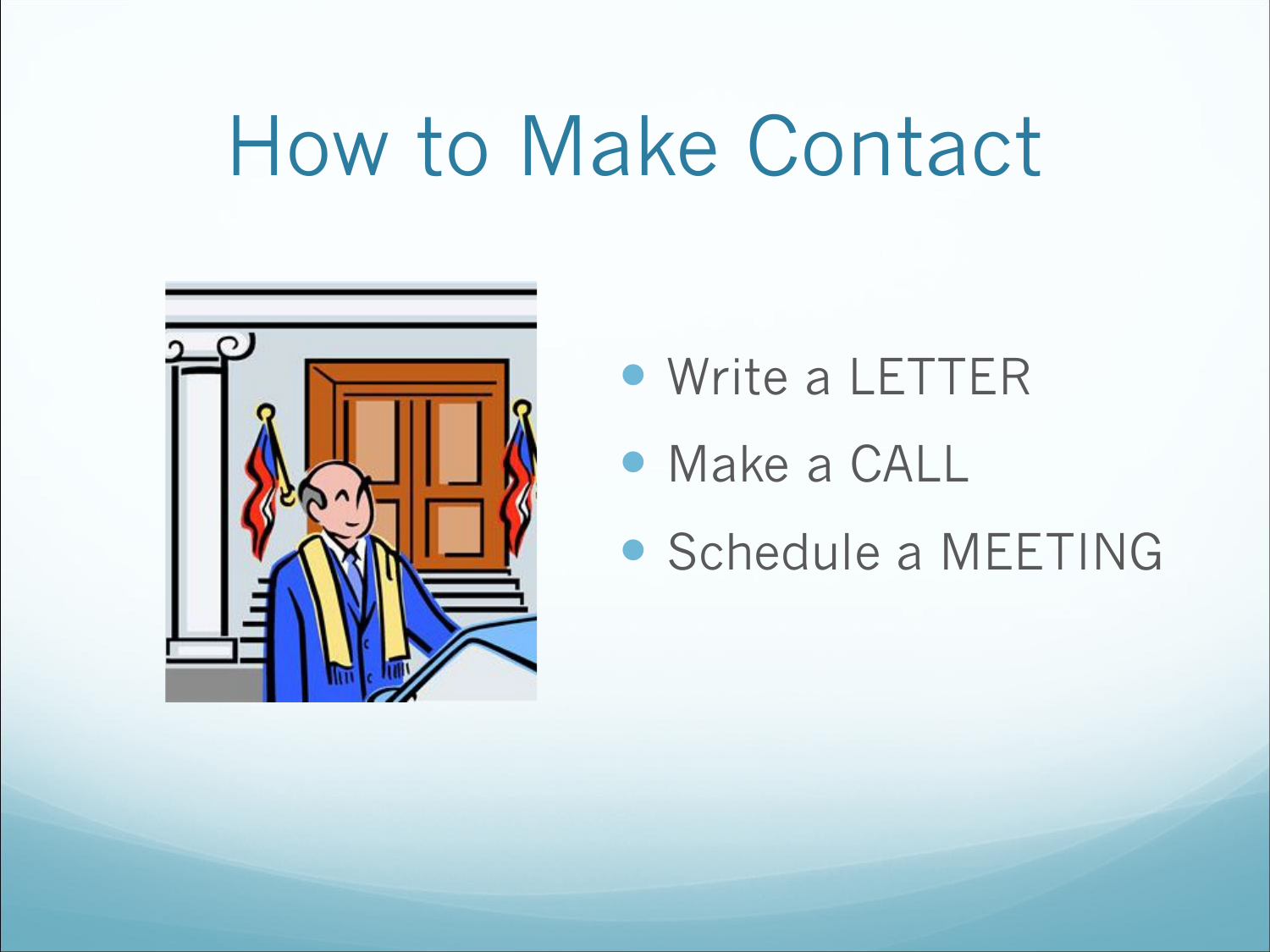# How to Make Contact

- Write a LETTER
- Make a CALL
- Schedule a MEETING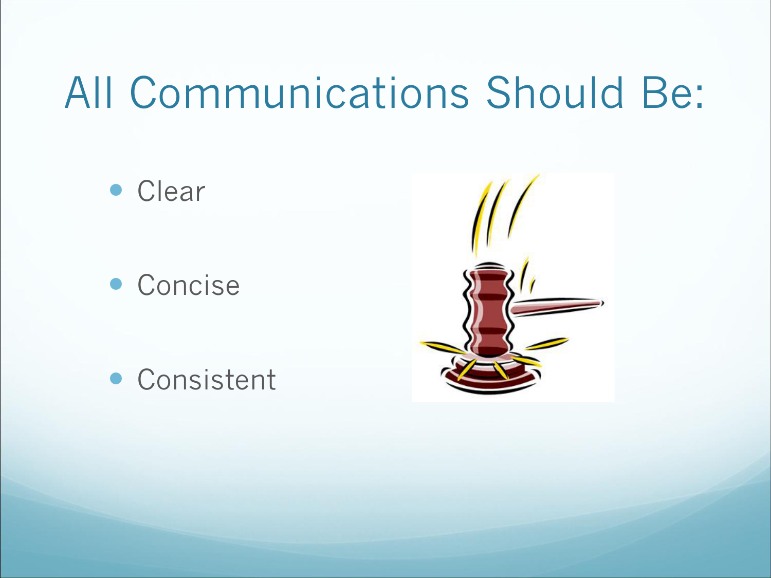# All Communications Should Be:

- Clear
- Concise
- Consistent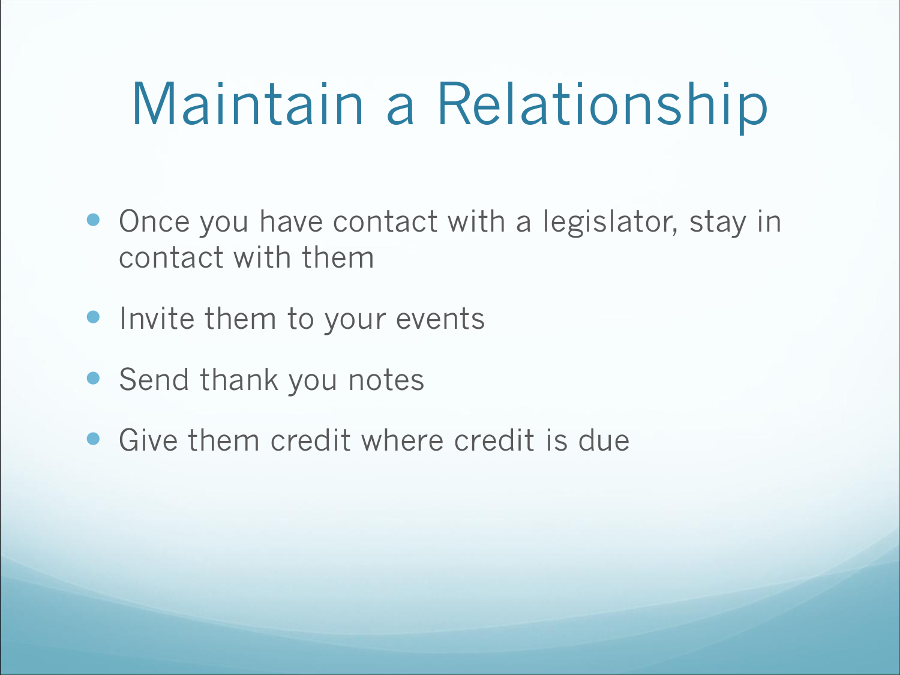# Maintain a Relationship

- Once you have contact with a legislator, stay in contact with them
- Invite them to your events
- Send thank you notes
- Give them credit where credit is due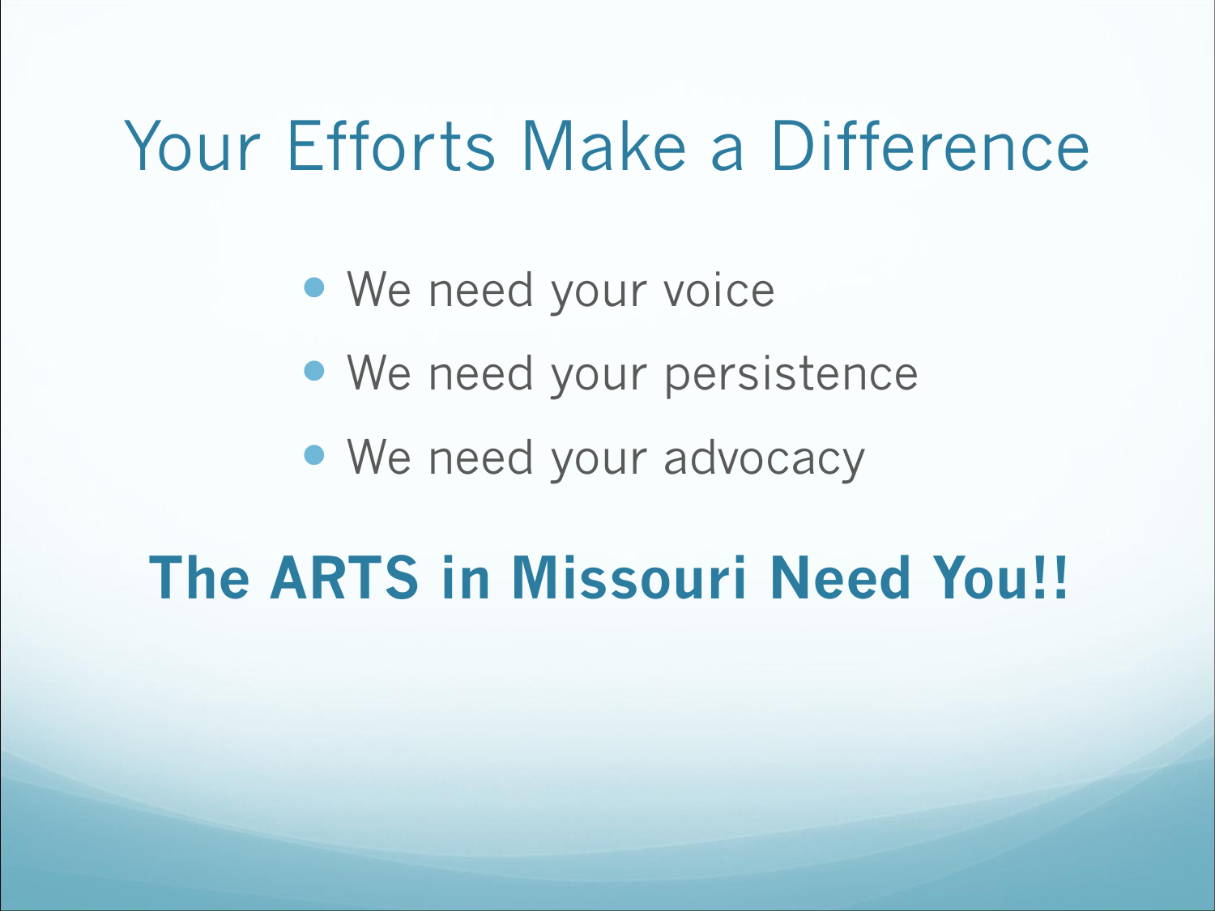# Your Efforts Make a Difference

- We need your voice
- We need your persistence
- We need your advocacy

**The ARTS in Missouri Need You!!**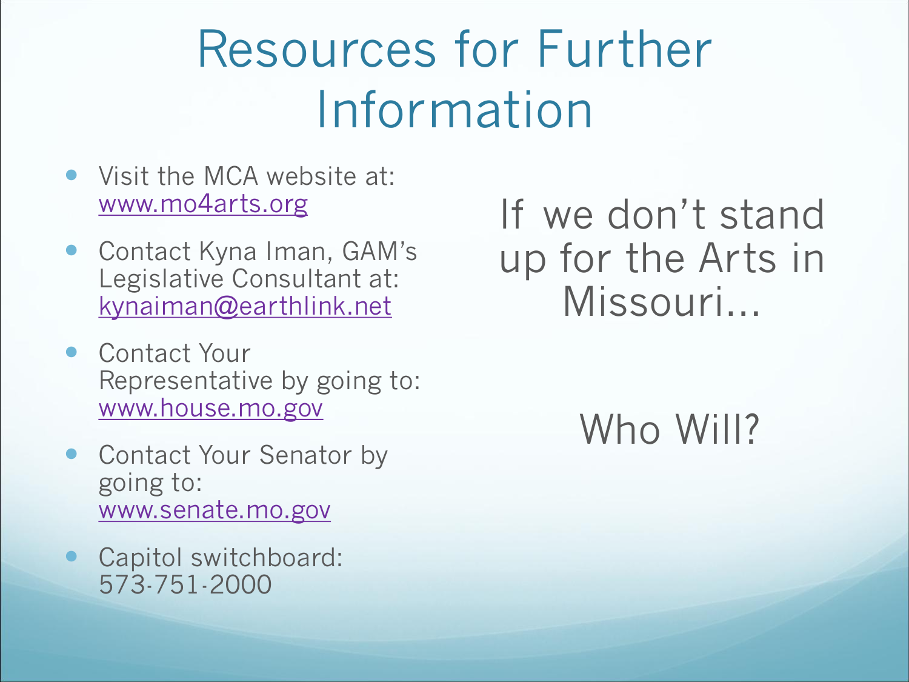# Resources for Further Information

- Visit the MCA website at: www.mo4arts.org
- Contact Kyna Iman, GAM's Legislative Consultant at: kynaiman@earthlink.net
- Contact Your Representative by going to: www.house.mo.gov
- Contact Your Senator by going to: www.senate.mo.gov
- Capitol switchboard: 573-751-2000

If we don't stand up for the Arts in Missouri…

Who Will?